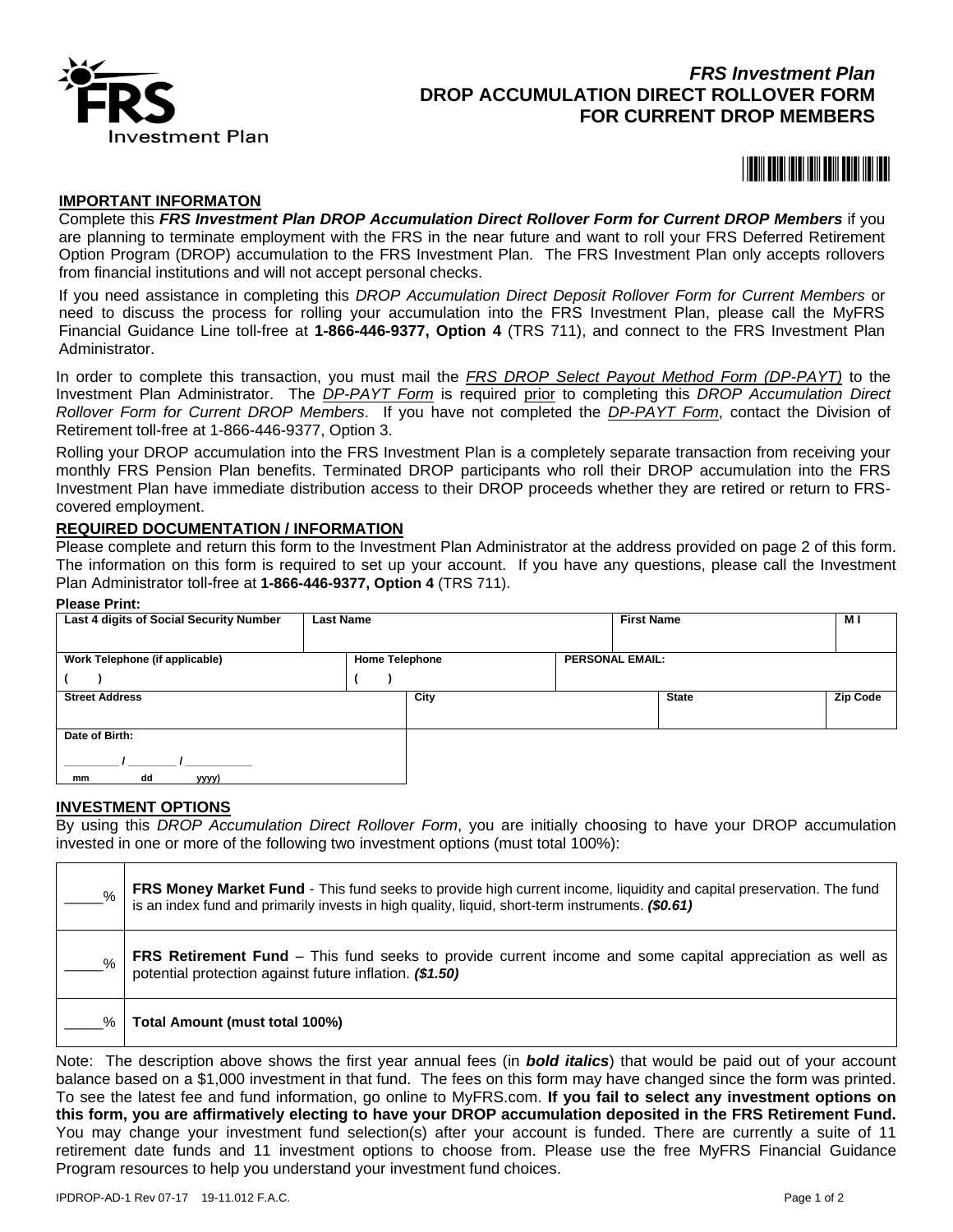# FRS Investment Plan
# DROP ACCUMULATION DIRECT ROLLOVER FORM FOR CURRENT DROP MEMBERS

## IMPORTANT INFORMATON

Complete this ***FRS Investment Plan DROP Accumulation Direct Rollover Form for Current DROP Members*** if you are planning to terminate employment with the FRS in the near future and want to roll your FRS Deferred Retirement Option Program (DROP) accumulation to the FRS Investment Plan. The FRS Investment Plan only accepts rollovers from financial institutions and will not accept personal checks.

If you need assistance in completing this *DROP Accumulation Direct Deposit Rollover Form for Current Members* or need to discuss the process for rolling your accumulation into the FRS Investment Plan, please call the MyFRS Financial Guidance Line toll-free at **1-866-446-9377, Option 4** (TRS 711), and connect to the FRS Investment Plan Administrator.

In order to complete this transaction, you must mail the *FRS DROP Select Payout Method Form (DP-PAYT)* to the Investment Plan Administrator. The *DP-PAYT Form* is required prior to completing this *DROP Accumulation Direct Rollover Form for Current DROP Members*. If you have not completed the *DP-PAYT Form*, contact the Division of Retirement toll-free at 1-866-446-9377, Option 3.

Rolling your DROP accumulation into the FRS Investment Plan is a completely separate transaction from receiving your monthly FRS Pension Plan benefits. Terminated DROP participants who roll their DROP accumulation into the FRS Investment Plan have immediate distribution access to their DROP proceeds whether they are retired or return to FRS-covered employment.

## REQUIRED DOCUMENTATION / INFORMATION

Please complete and return this form to the Investment Plan Administrator at the address provided on page 2 of this form. The information on this form is required to set up your account. If you have any questions, please call the Investment Plan Administrator toll-free at **1-866-446-9377, Option 4** (TRS 711).

**Please Print:**

| Last 4 digits of Social Security Number | Last Name | First Name | M I |
|---|---|---|---|
| | | | |

| Work Telephone (if applicable) | Home Telephone | PERSONAL EMAIL: |
|---|---|---|
| (   ) | (   ) | |

| Street Address | City | State | Zip Code |
|---|---|---|---|
| | | | |

| Date of Birth: |
|---|
| ______ / ______ / ________ (mm dd yyyy) |

## INVESTMENT OPTIONS

By using this *DROP Accumulation Direct Rollover Form*, you are initially choosing to have your DROP accumulation invested in one or more of the following two investment options (must total 100%):

| % | Option |
|---|---|
| _____% | **FRS Money Market Fund** - This fund seeks to provide high current income, liquidity and capital preservation. The fund is an index fund and primarily invests in high quality, liquid, short-term instruments. ***($0.61)*** |
| _____% | **FRS Retirement Fund** – This fund seeks to provide current income and some capital appreciation as well as potential protection against future inflation. ***($1.50)*** |
| _____% | **Total Amount (must total 100%)** |

Note: The description above shows the first year annual fees (in ***bold italics***) that would be paid out of your account balance based on a $1,000 investment in that fund. The fees on this form may have changed since the form was printed. To see the latest fee and fund information, go online to MyFRS.com. **If you fail to select any investment options on this form, you are affirmatively electing to have your DROP accumulation deposited in the FRS Retirement Fund.** You may change your investment fund selection(s) after your account is funded. There are currently a suite of 11 retirement date funds and 11 investment options to choose from. Please use the free MyFRS Financial Guidance Program resources to help you understand your investment fund choices.

IPDROP-AD-1 Rev 07-17 19-11.012 F.A.C.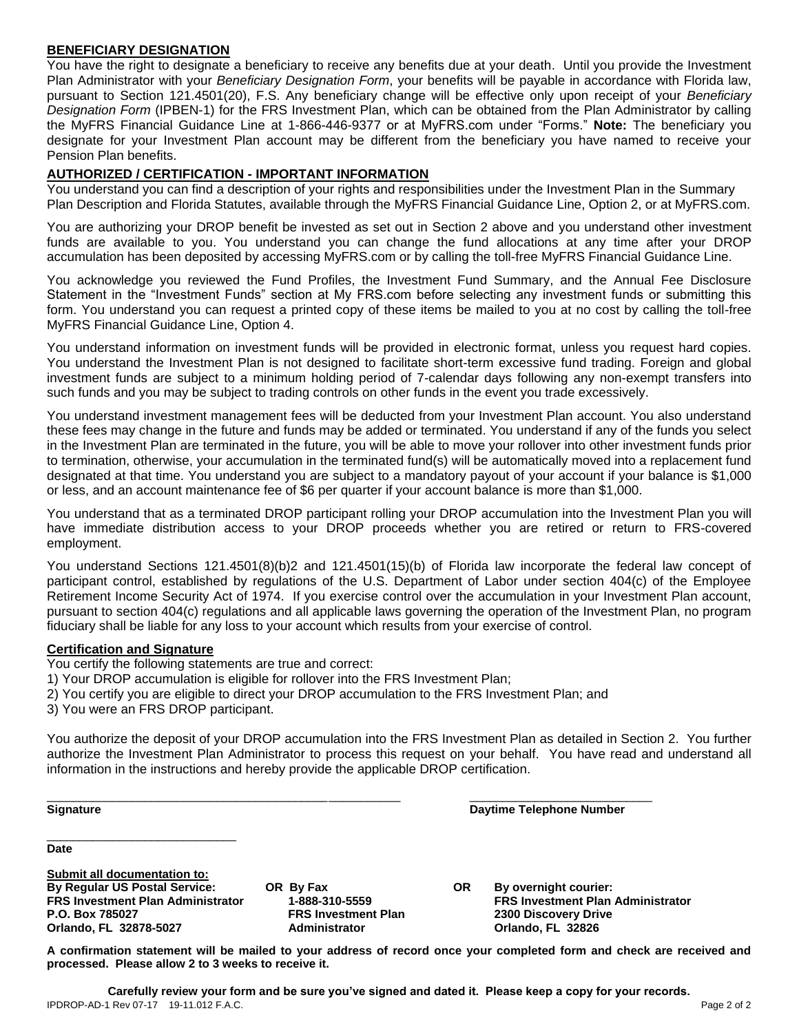**BENEFICIARY DESIGNATION**

You have the right to designate a beneficiary to receive any benefits due at your death. Until you provide the Investment Plan Administrator with your *Beneficiary Designation Form*, your benefits will be payable in accordance with Florida law, pursuant to Section 121.4501(20), F.S. Any beneficiary change will be effective only upon receipt of your *Beneficiary Designation Form* (IPBEN-1) for the FRS Investment Plan, which can be obtained from the Plan Administrator by calling the MyFRS Financial Guidance Line at 1-866-446-9377 or at MyFRS.com under "Forms." **Note:** The beneficiary you designate for your Investment Plan account may be different from the beneficiary you have named to receive your Pension Plan benefits.

**AUTHORIZED / CERTIFICATION - IMPORTANT INFORMATION**

You understand you can find a description of your rights and responsibilities under the Investment Plan in the Summary Plan Description and Florida Statutes, available through the MyFRS Financial Guidance Line, Option 2, or at MyFRS.com.

You are authorizing your DROP benefit be invested as set out in Section 2 above and you understand other investment funds are available to you. You understand you can change the fund allocations at any time after your DROP accumulation has been deposited by accessing MyFRS.com or by calling the toll-free MyFRS Financial Guidance Line.

You acknowledge you reviewed the Fund Profiles, the Investment Fund Summary, and the Annual Fee Disclosure Statement in the "Investment Funds" section at My FRS.com before selecting any investment funds or submitting this form. You understand you can request a printed copy of these items be mailed to you at no cost by calling the toll-free MyFRS Financial Guidance Line, Option 4.

You understand information on investment funds will be provided in electronic format, unless you request hard copies. You understand the Investment Plan is not designed to facilitate short-term excessive fund trading. Foreign and global investment funds are subject to a minimum holding period of 7-calendar days following any non-exempt transfers into such funds and you may be subject to trading controls on other funds in the event you trade excessively.

You understand investment management fees will be deducted from your Investment Plan account. You also understand these fees may change in the future and funds may be added or terminated. You understand if any of the funds you select in the Investment Plan are terminated in the future, you will be able to move your rollover into other investment funds prior to termination, otherwise, your accumulation in the terminated fund(s) will be automatically moved into a replacement fund designated at that time. You understand you are subject to a mandatory payout of your account if your balance is $1,000 or less, and an account maintenance fee of $6 per quarter if your account balance is more than $1,000.

You understand that as a terminated DROP participant rolling your DROP accumulation into the Investment Plan you will have immediate distribution access to your DROP proceeds whether you are retired or return to FRS-covered employment.

You understand Sections 121.4501(8)(b)2 and 121.4501(15)(b) of Florida law incorporate the federal law concept of participant control, established by regulations of the U.S. Department of Labor under section 404(c) of the Employee Retirement Income Security Act of 1974. If you exercise control over the accumulation in your Investment Plan account, pursuant to section 404(c) regulations and all applicable laws governing the operation of the Investment Plan, no program fiduciary shall be liable for any loss to your account which results from your exercise of control.

**Certification and Signature**

You certify the following statements are true and correct:

1) Your DROP accumulation is eligible for rollover into the FRS Investment Plan;
2) You certify you are eligible to direct your DROP accumulation to the FRS Investment Plan; and
3) You were an FRS DROP participant.

You authorize the deposit of your DROP accumulation into the FRS Investment Plan as detailed in Section 2. You further authorize the Investment Plan Administrator to process this request on your behalf. You have read and understand all information in the instructions and hereby provide the applicable DROP certification.

______________________________________________ ____________________________

**Signature** **Daytime Telephone Number**

____________________________

**Date**

**Submit all documentation to:**

| | | |
|---|---|---|
| **By Regular US Postal Service:** | **OR By Fax** | **OR By overnight courier:** |
| **FRS Investment Plan Administrator** | **1-888-310-5559** | **FRS Investment Plan Administrator** |
| **P.O. Box 785027** | **FRS Investment Plan** | **2300 Discovery Drive** |
| **Orlando, FL 32878-5027** | **Administrator** | **Orlando, FL 32826** |

**A confirmation statement will be mailed to your address of record once your completed form and check are received and processed. Please allow 2 to 3 weeks to receive it.**

**Carefully review your form and be sure you've signed and dated it. Please keep a copy for your records.**

IPDROP-AD-1 Rev 07-17 19-11.012 F.A.C.